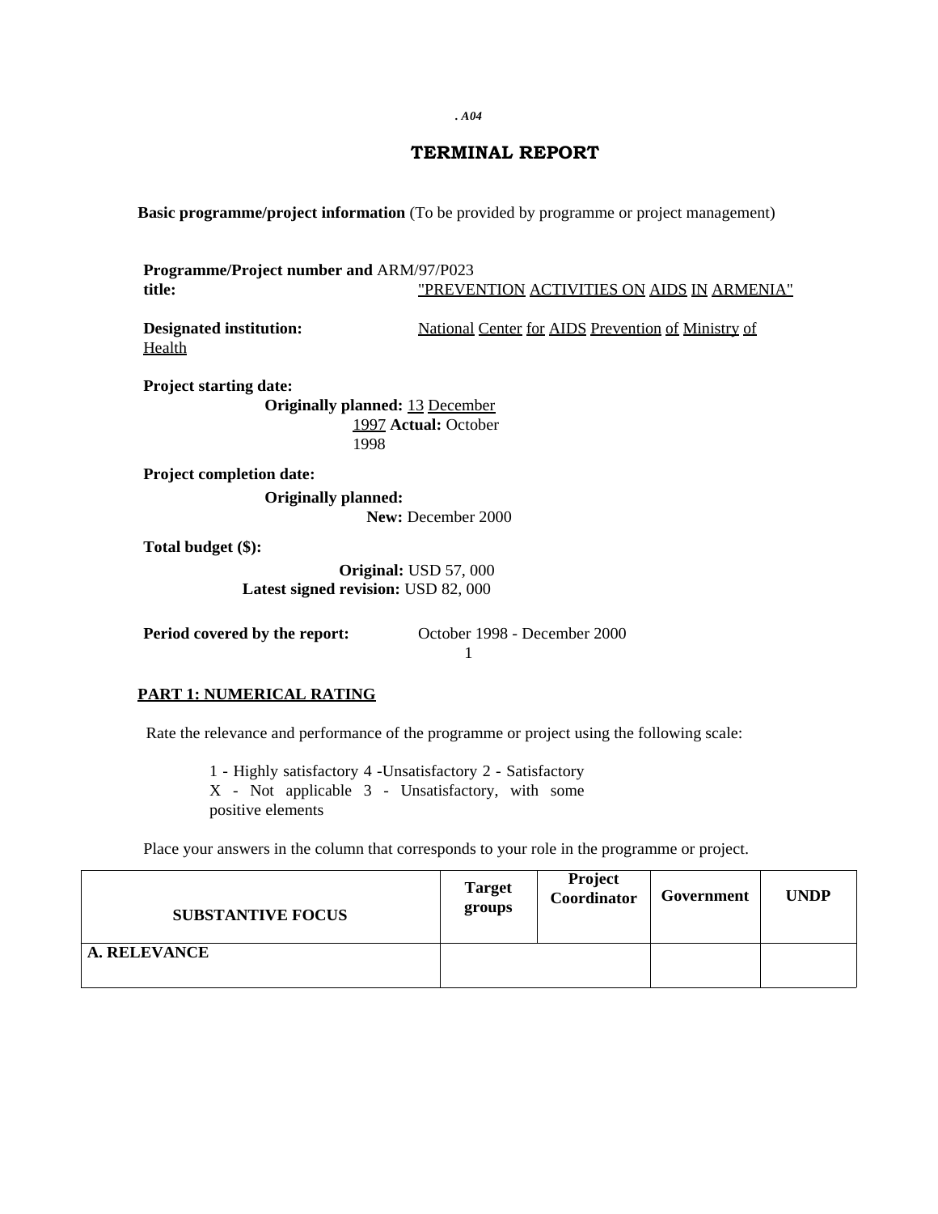. A04

# TERMINAL REPORT

**Basic programme/project information** (To be provided by programme or project management)

**Programme/Project number and title:** ARM/97/P023
"PREVENTION ACTIVITIES ON AIDS IN ARMENIA"

**Designated institution:** National Center for AIDS Prevention of Ministry of Health

**Project starting date:**

**Originally planned:** 13 December 1997 **Actual:** October 1998

**Project completion date:**

**Originally planned:**
**New:** December 2000

**Total budget ($):**

**Original:** USD 57, 000
**Latest signed revision:** USD 82, 000

**Period covered by the report:** October 1998 - December 2000

## PART 1: NUMERICAL RATING

Rate the relevance and performance of the programme or project using the following scale:

1 - Highly satisfactory 4 -Unsatisfactory 2 - Satisfactory X - Not applicable 3 - Unsatisfactory, with some positive elements

Place your answers in the column that corresponds to your role in the programme or project.

| SUBSTANTIVE FOCUS | Target groups | Project Coordinator | Government | UNDP |
|---|---|---|---|---|
| **A. RELEVANCE** | | | | |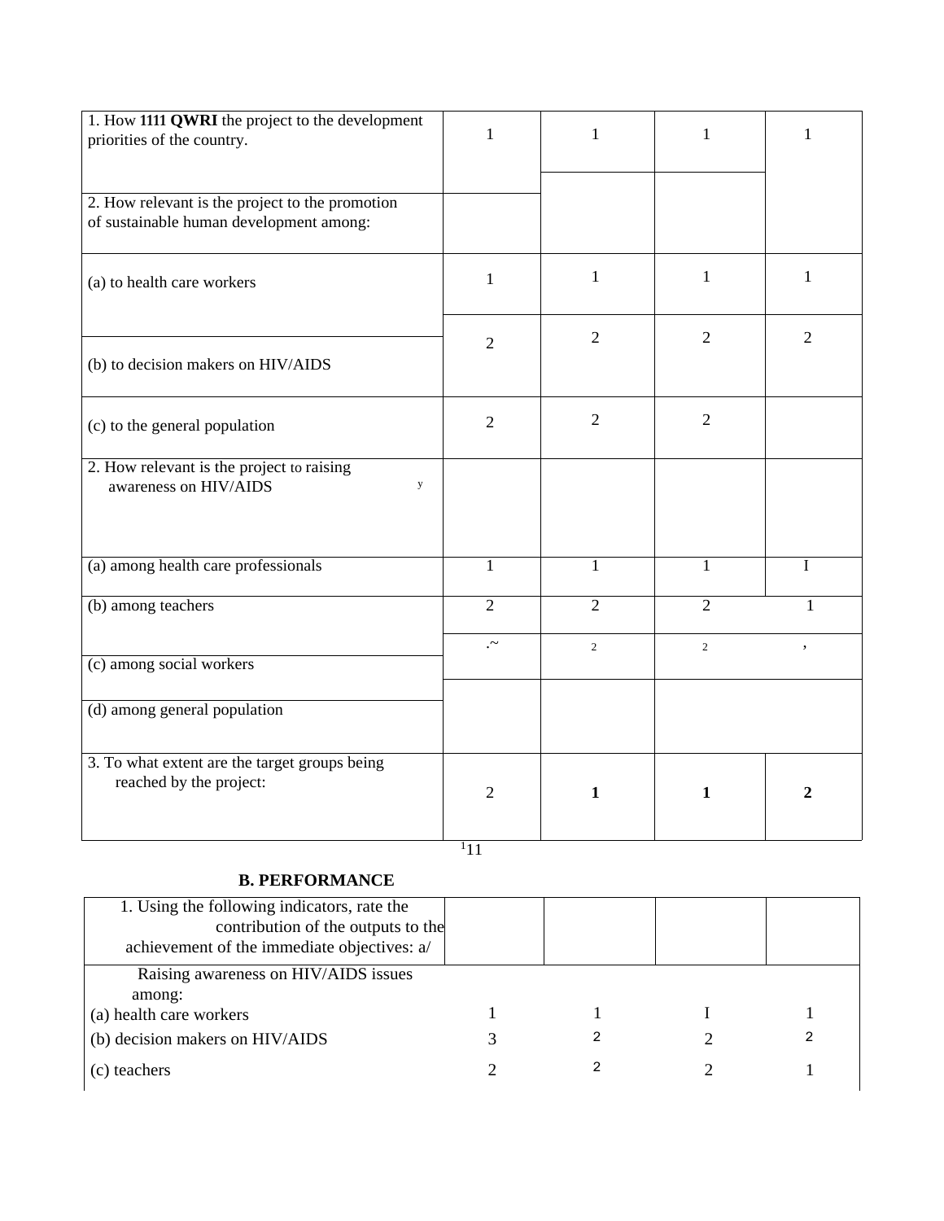| | | | | |
|---|---|---|---|---|
| 1. How **1111 QWRI** the project to the development priorities of the country. | 1 | 1 | 1 | 1 |
| 2. How relevant is the project to the promotion of sustainable human development among: | | | | |
| (a) to health care workers | 1 | 1 | 1 | 1 |
| (b) to decision makers on HIV/AIDS | 2 | 2 | 2 | 2 |
| (c) to the general population | 2 | 2 | 2 | |
| 2. How relevant is the project to raising awareness on HIV/AIDS y | | | | |
| (a) among health care professionals | 1 | 1 | 1 | I |
| (b) among teachers | 2 | 2 | 2 | 1 |
| (c) among social workers | .~ | 2 | 2 | , |
| (d) among general population | | | | |
| 3. To what extent are the target groups being reached by the project: | 2 | **1** | **1** | **2** |

[1]11

**B. PERFORMANCE**

| | | | | |
|---|---|---|---|---|
| 1. Using the following indicators, rate the contribution of the outputs to the achievement of the immediate objectives: a/ | | | | |
| Raising awareness on HIV/AIDS issues among: | | | | |
| (a) health care workers | 1 | 1 | I | 1 |
| (b) decision makers on HIV/AIDS | 3 | 2 | 2 | 2 |
| (c) teachers | 2 | 2 | 2 | 1 |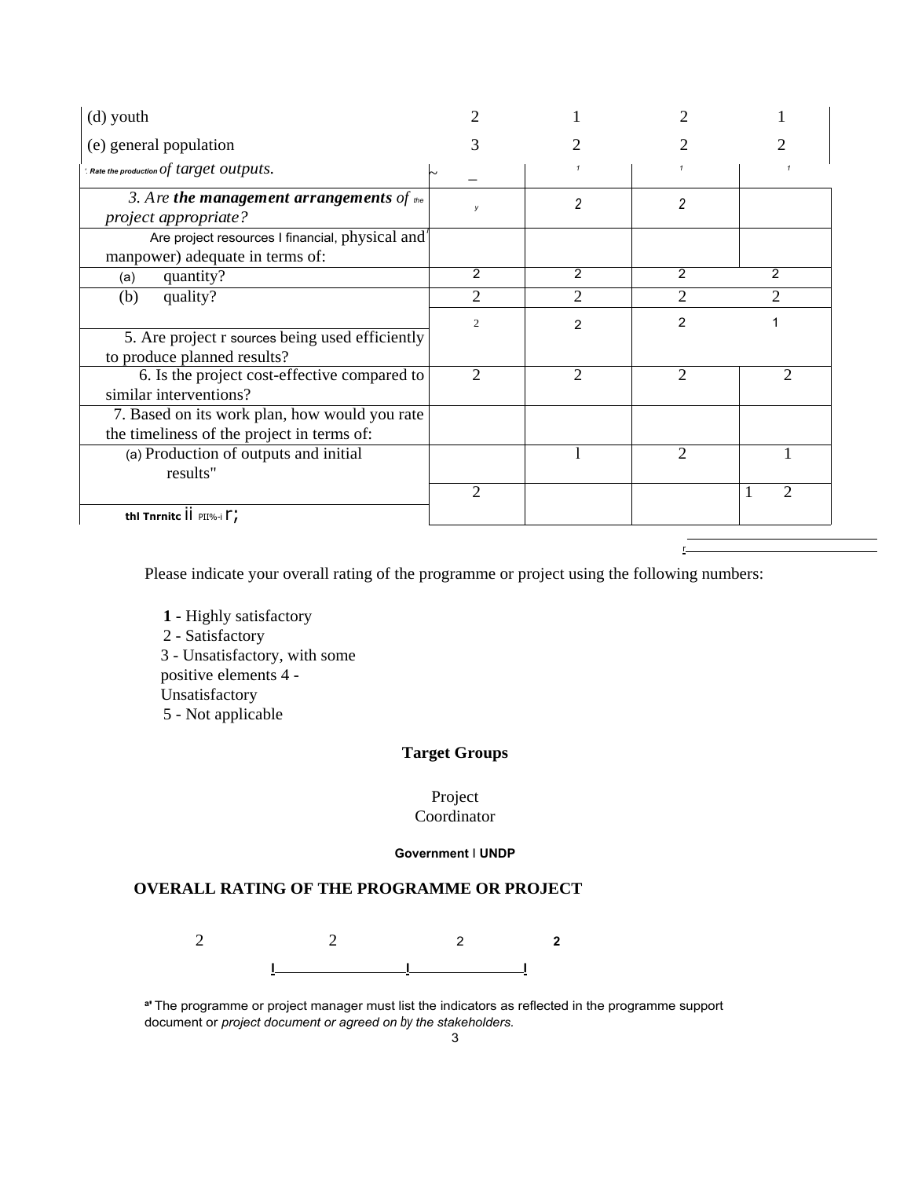| | | | | |
|---|---|---|---|---|
| (d) youth | 2 | 1 | 2 | 1 |
| (e) general population | 3 | 2 | 2 | 2 |
| . Rate the production of target outputs. | ~ _ | 1 | 1 | 1 |
| 3. Are **the management arrangements** of the project appropriate? | y | 2 | 2 | |
| Are project resources I financial, physical and manpower) adequate in terms of: | | | | |
| (a) quantity? | 2 | 2 | 2 | 2 |
| (b) quality? | 2 | 2 | 2 | 2 |
| 5. Are project r sources being used efficiently to produce planned results? | 2 | 2 | 2 | 1 |
| 6. Is the project cost-effective compared to similar interventions? | 2 | 2 | 2 | 2 |
| 7. Based on its work plan, how would you rate the timeliness of the project in terms of: | | | | |
| (a) Production of outputs and initial results" | | l | 2 | 1 |
| thl Tnrnitc ii PII%-i r; | 2 | | | 1 2 |

Please indicate your overall rating of the programme or project using the following numbers:

**1** - Highly satisfactory
2 - Satisfactory
3 - Unsatisfactory, with some positive elements 4 - Unsatisfactory
5 - Not applicable

**Target Groups**

Project Coordinator

**Government I UNDP**

**OVERALL RATING OF THE PROGRAMME OR PROJECT**

| | | | |
|---|---|---|---|
| 2 | 2 | 2 | **2** |

[a] The programme or project manager must list the indicators as reflected in the programme support document or *project document or agreed on by the stakeholders.*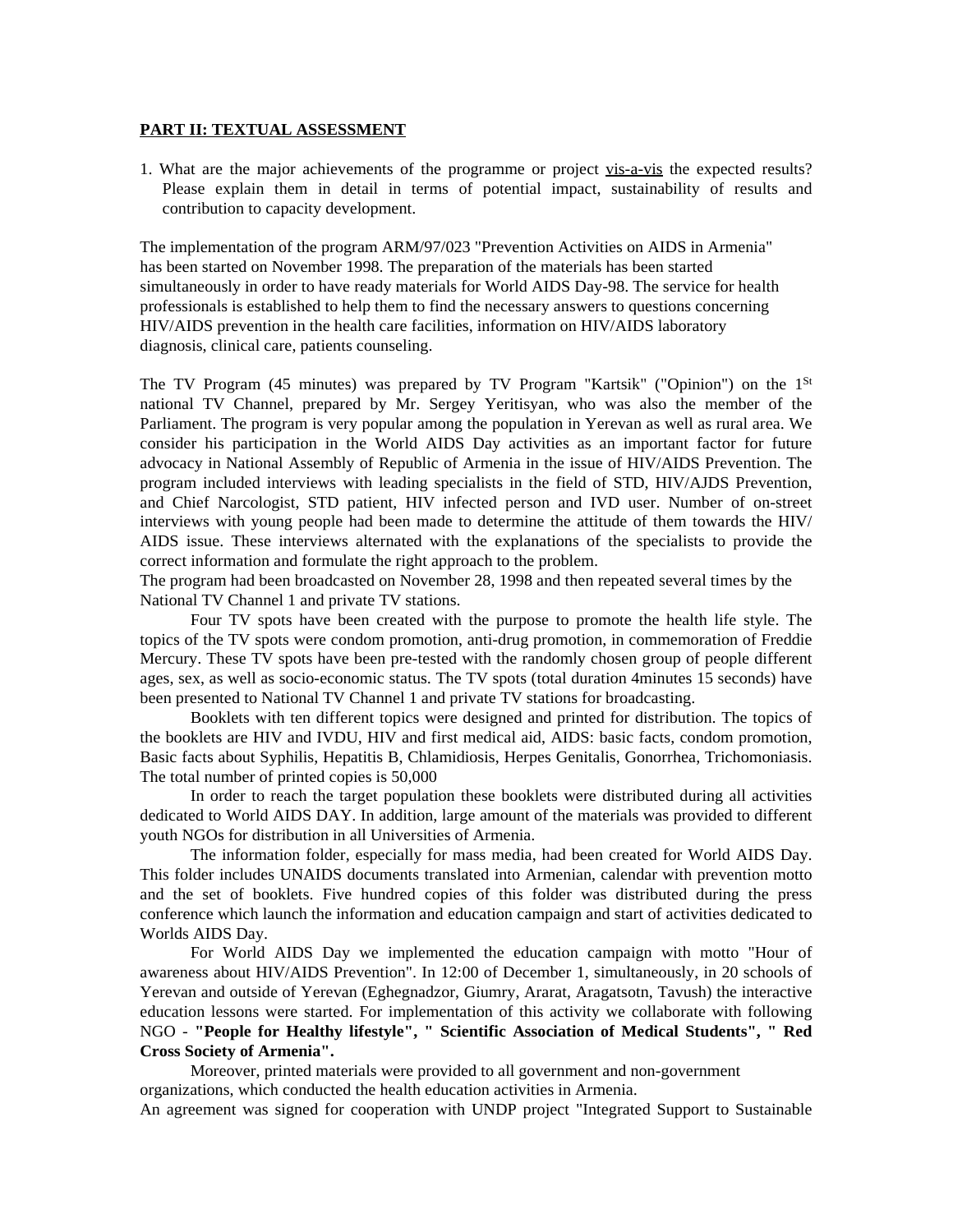**PART II: TEXTUAL ASSESSMENT**

1. What are the major achievements of the programme or project vis-a-vis the expected results? Please explain them in detail in terms of potential impact, sustainability of results and contribution to capacity development.

The implementation of the program ARM/97/023 "Prevention Activities on AIDS in Armenia" has been started on November 1998. The preparation of the materials has been started simultaneously in order to have ready materials for World AIDS Day-98. The service for health professionals is established to help them to find the necessary answers to questions concerning HIV/AIDS prevention in the health care facilities, information on HIV/AIDS laboratory diagnosis, clinical care, patients counseling.

The TV Program (45 minutes) was prepared by TV Program "Kartsik" ("Opinion") on the 1St national TV Channel, prepared by Mr. Sergey Yeritisyan, who was also the member of the Parliament. The program is very popular among the population in Yerevan as well as rural area. We consider his participation in the World AIDS Day activities as an important factor for future advocacy in National Assembly of Republic of Armenia in the issue of HIV/AIDS Prevention. The program included interviews with leading specialists in the field of STD, HIV/AJDS Prevention, and Chief Narcologist, STD patient, HIV infected person and IVD user. Number of on-street interviews with young people had been made to determine the attitude of them towards the HIV/ AIDS issue. These interviews alternated with the explanations of the specialists to provide the correct information and formulate the right approach to the problem.
The program had been broadcasted on November 28, 1998 and then repeated several times by the National TV Channel 1 and private TV stations.

Four TV spots have been created with the purpose to promote the health life style. The topics of the TV spots were condom promotion, anti-drug promotion, in commemoration of Freddie Mercury. These TV spots have been pre-tested with the randomly chosen group of people different ages, sex, as well as socio-economic status. The TV spots (total duration 4minutes 15 seconds) have been presented to National TV Channel 1 and private TV stations for broadcasting.

Booklets with ten different topics were designed and printed for distribution. The topics of the booklets are HIV and IVDU, HIV and first medical aid, AIDS: basic facts, condom promotion, Basic facts about Syphilis, Hepatitis B, Chlamidiosis, Herpes Genitalis, Gonorrhea, Trichomoniasis. The total number of printed copies is 50,000

In order to reach the target population these booklets were distributed during all activities dedicated to World AIDS DAY. In addition, large amount of the materials was provided to different youth NGOs for distribution in all Universities of Armenia.

The information folder, especially for mass media, had been created for World AIDS Day. This folder includes UNAIDS documents translated into Armenian, calendar with prevention motto and the set of booklets. Five hundred copies of this folder was distributed during the press conference which launch the information and education campaign and start of activities dedicated to Worlds AIDS Day.

For World AIDS Day we implemented the education campaign with motto "Hour of awareness about HIV/AIDS Prevention". In 12:00 of December 1, simultaneously, in 20 schools of Yerevan and outside of Yerevan (Eghegnadzor, Giumry, Ararat, Aragatsotn, Tavush) the interactive education lessons were started. For implementation of this activity we collaborate with following NGO - **"People for Healthy lifestyle", " Scientific Association of Medical Students", " Red Cross Society of Armenia".**

Moreover, printed materials were provided to all government and non-government organizations, which conducted the health education activities in Armenia.
An agreement was signed for cooperation with UNDP project "Integrated Support to Sustainable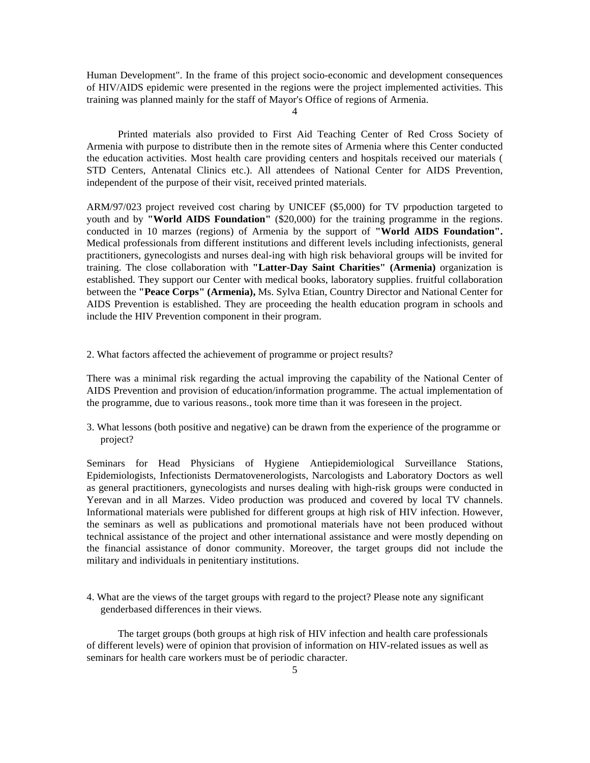Human Development". In the frame of this project socio-economic and development consequences of HIV/AIDS epidemic were presented in the regions were the project implemented activities. This training was planned mainly for the staff of Mayor's Office of regions of Armenia.

Printed materials also provided to First Aid Teaching Center of Red Cross Society of Armenia with purpose to distribute then in the remote sites of Armenia where this Center conducted the education activities. Most health care providing centers and hospitals received our materials ( STD Centers, Antenatal Clinics etc.). All attendees of National Center for AIDS Prevention, independent of the purpose of their visit, received printed materials.

ARM/97/023 project reveived cost charing by UNICEF ($5,000) for TV prpoduction targeted to youth and by **"World AIDS Foundation"** ($20,000) for the training programme in the regions. conducted in 10 marzes (regions) of Armenia by the support of **"World AIDS Foundation".** Medical professionals from different institutions and different levels including infectionists, general practitioners, gynecologists and nurses deal-ing with high risk behavioral groups will be invited for training. The close collaboration with **"Latter-Day Saint Charities" (Armenia)** organization is established. They support our Center with medical books, laboratory supplies. fruitful collaboration between the **"Peace Corps" (Armenia),** Ms. Sylva Etian, Country Director and National Center for AIDS Prevention is established. They are proceeding the health education program in schools and include the HIV Prevention component in their program.

2. What factors affected the achievement of programme or project results?

There was a minimal risk regarding the actual improving the capability of the National Center of AIDS Prevention and provision of education/information programme. The actual implementation of the programme, due to various reasons., took more time than it was foreseen in the project.

3. What lessons (both positive and negative) can be drawn from the experience of the programme or project?

Seminars for Head Physicians of Hygiene Antiepidemiological Surveillance Stations, Epidemiologists, Infectionists Dermatovenerologists, Narcologists and Laboratory Doctors as well as general practitioners, gynecologists and nurses dealing with high-risk groups were conducted in Yerevan and in all Marzes. Video production was produced and covered by local TV channels. Informational materials were published for different groups at high risk of HIV infection. However, the seminars as well as publications and promotional materials have not been produced without technical assistance of the project and other international assistance and were mostly depending on the financial assistance of donor community. Moreover, the target groups did not include the military and individuals in penitentiary institutions.

4. What are the views of the target groups with regard to the project? Please note any significant genderbased differences in their views.

The target groups (both groups at high risk of HIV infection and health care professionals of different levels) were of opinion that provision of information on HIV-related issues as well as seminars for health care workers must be of periodic character.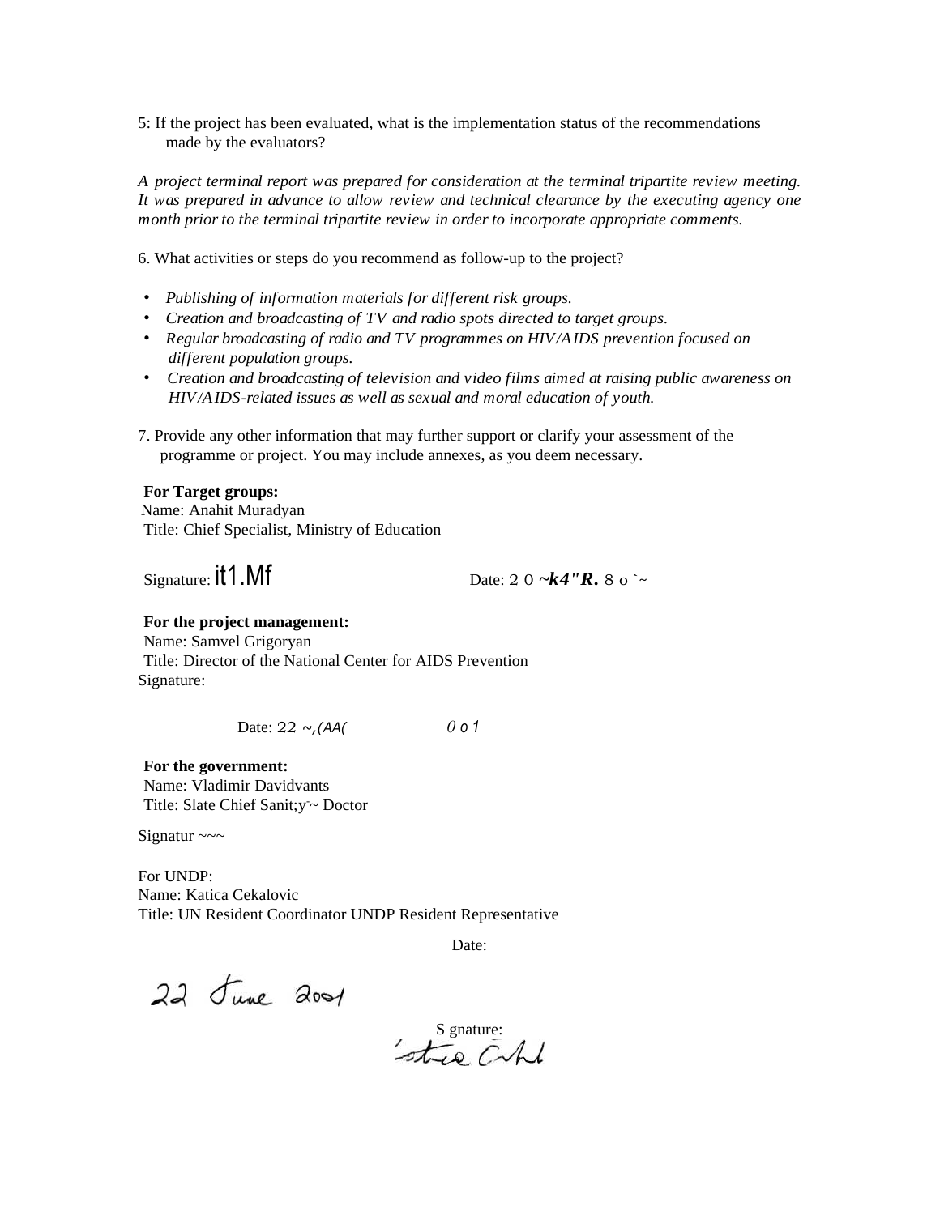5: If the project has been evaluated, what is the implementation status of the recommendations made by the evaluators?

*A project terminal report was prepared for consideration at the terminal tripartite review meeting. It was prepared in advance to allow review and technical clearance by the executing agency one month prior to the terminal tripartite review in order to incorporate appropriate comments.*

6. What activities or steps do you recommend as follow-up to the project?

- *Publishing of information materials for different risk groups.*
- *Creation and broadcasting of TV and radio spots directed to target groups.*
- *Regular broadcasting of radio and TV programmes on HIV/AIDS prevention focused on different population groups.*
- *Creation and broadcasting of television and video films aimed at raising public awareness on HIV/AIDS-related issues as well as sexual and moral education of youth.*

7. Provide any other information that may further support or clarify your assessment of the programme or project. You may include annexes, as you deem necessary.

**For Target groups:**
Name: Anahit Muradyan
Title: Chief Specialist, Ministry of Education

Signature: it1.Mf Date: 2 0 ~k4"R. 8 o `~

**For the project management:**
Name: Samvel Grigoryan
Title: Director of the National Center for AIDS Prevention
Signature:

Date: 22 ~,(AA( 0 o 1

**For the government:**
Name: Vladimir Davidvants
Title: Slate Chief Sanit;y~ Doctor

Signatur ~~~

For UNDP:
Name: Katica Cekalovic
Title: UN Resident Coordinator UNDP Resident Representative

Date:

22 June 2001

S gnature: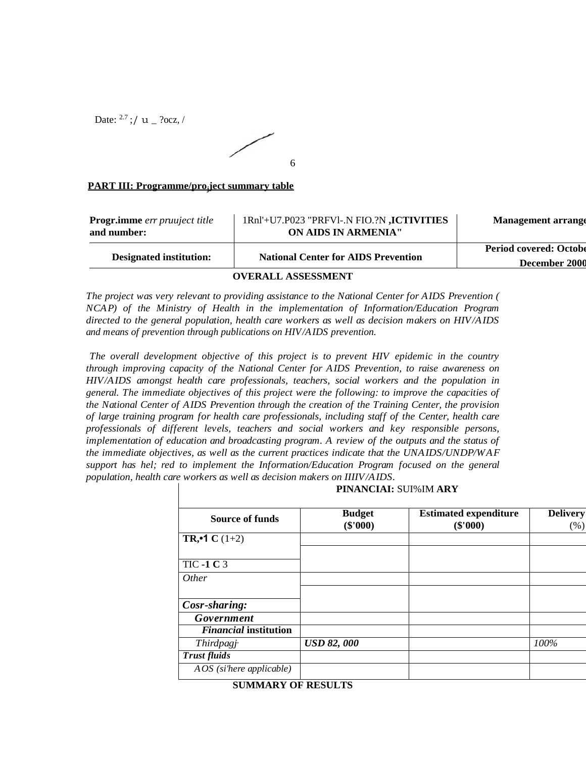Date: 2.7 ;/ u _ ?ocz, /

6

**PART III: Programme/proȷject summary table**

| **Progr.imme** *err pruuject title* **and number:** | 1Rnl'+U7.P023 "PRFVl-.N FIO.?N **,ICTIVITIES ON AIDS IN ARMENIA"** | **Management arrange** |
|---|---|---|
| **Designated institution:** | **National Center for AIDS Prevention** | **Period covered: Octobe December 2000** |

**OVERALL ASSESSMENT**

*The project was very relevant to providing assistance to the National Center for AIDS Prevention ( NCAP) of the Ministry of Health in the implementation of Information/Education Program directed to the general population, health care workers as well as decision makers on HIV/AIDS and means of prevention through publications on HIV/AIDS prevention.*

*The overall development objective of this project is to prevent HIV epidemic in the country through improving capacity of the National Center for AIDS Prevention, to raise awareness on HIV/AIDS amongst health care professionals, teachers, social workers and the population in general. The immediate objectives of this project were the following: to improve the capacities of the National Center of AIDS Prevention through the creation of the Training Center, the provision of large training program for health care professionals, including staff of the Center, health care professionals of different levels, teachers and social workers and key responsible persons, implementation of education and broadcasting program. A review of the outputs and the status of the immediate objectives, as well as the current practices indicate that the UNAIDS/UNDP/WAF support has hel; red to implement the Information/Education Program focused on the general population, health care workers as well as decision makers on IIIIV/AIDS.*

**PINANCIAI:** SUI%IM **ARY**

| Source of funds | Budget ($'000) | Estimated expenditure ($'000) | Delivery (%) |
|---|---|---|---|
| **TR,•1 C** (1+2) | | | |
| | | | |
| TIC **-1 C** 3 | | | |
| *Other* | | | |
| | | | |
| ***Cosr-sharing:*** | | | |
| ***Government*** | | | |
| ***Financial* institution** | | | |
| *Thirdpagj·* | ***USD 82, 000*** | | *100%* |
| ***Trust fluids*** | | | |
| *AOS (si'here applicable)* | | | |

**SUMMARY OF RESULTS**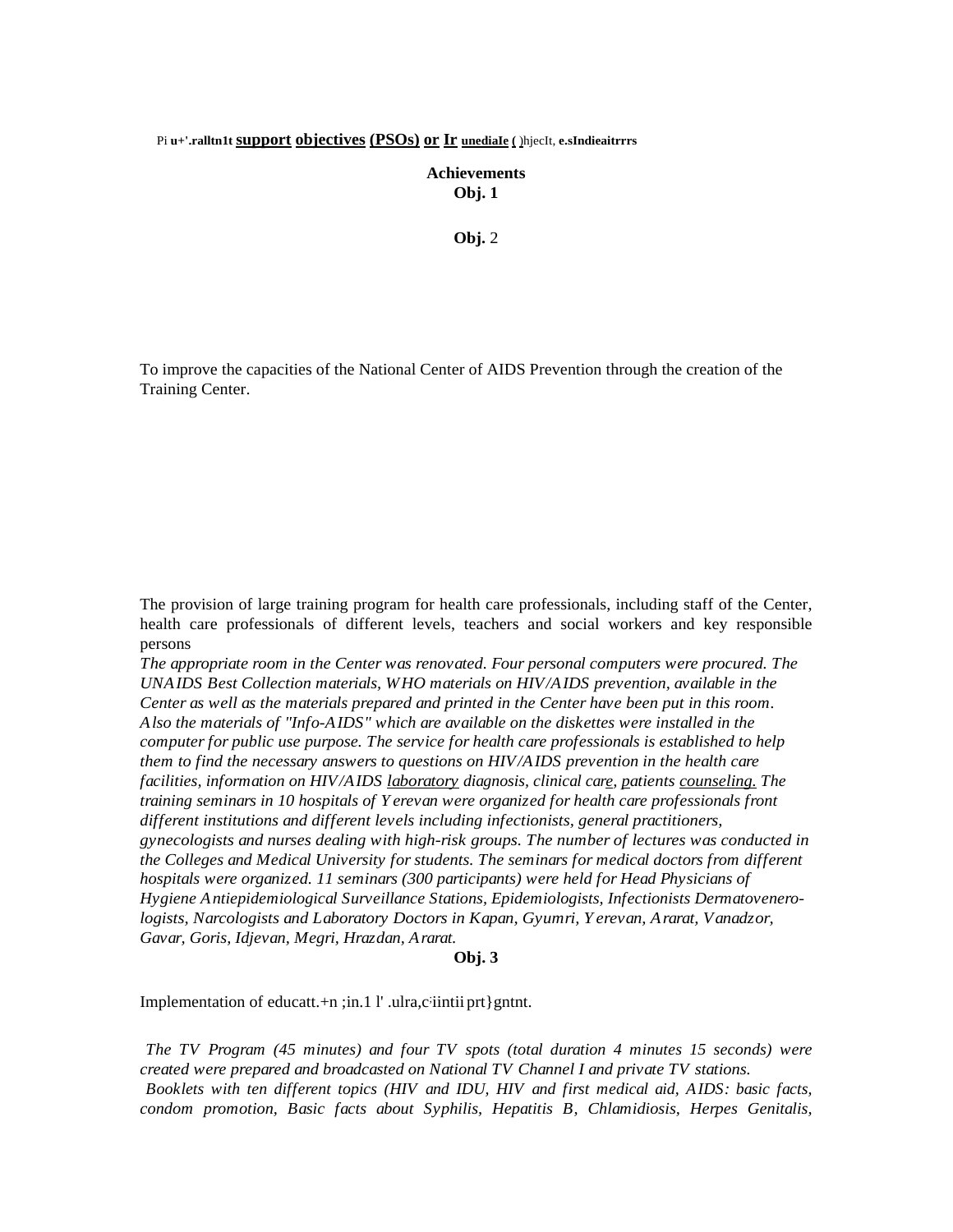Pi **u+'.ralltn1t** **support objectives (PSOs) or Ir** **unediaIe (** )hjecIt, **e.sIndieaitrrrs**

**Achievements**
**Obj. 1**

**Obj.** 2

To improve the capacities of the National Center of AIDS Prevention through the creation of the Training Center.

The provision of large training program for health care professionals, including staff of the Center, health care professionals of different levels, teachers and social workers and key responsible persons

*The appropriate room in the Center was renovated. Four personal computers were procured. The UNAIDS Best Collection materials, WHO materials on HIV/AIDS prevention, available in the Center as well as the materials prepared and printed in the Center have been put in this room. Also the materials of "Info-AIDS" which are available on the diskettes were installed in the computer for public use purpose. The service for health care professionals is established to help them to find the necessary answers to questions on HIV/AIDS prevention in the health care facilities, information on HIV/AIDS laboratory diagnosis, clinical care, patients counseling. The training seminars in 10 hospitals of Yerevan were organized for health care professionals front different institutions and different levels including infectionists, general practitioners, gynecologists and nurses dealing with high-risk groups. The number of lectures was conducted in the Colleges and Medical University for students. The seminars for medical doctors from different hospitals were organized. 11 seminars (300 participants) were held for Head Physicians of Hygiene Antiepidemiological Surveillance Stations, Epidemiologists, Infectionists Dermatovenero-logists, Narcologists and Laboratory Doctors in Kapan, Gyumri, Yerevan, Ararat, Vanadzor, Gavar, Goris, Idjevan, Megri, Hrazdan, Ararat.*

**Obj. 3**

Implementation of educatt.+n ;in.1 l' .ulra,c'iintii prt}gntnt.

*The TV Program (45 minutes) and four TV spots (total duration 4 minutes 15 seconds) were created were prepared and broadcasted on National TV Channel I and private TV stations.*
*Booklets with ten different topics (HIV and IDU, HIV and first medical aid, AIDS: basic facts, condom promotion, Basic facts about Syphilis, Hepatitis B, Chlamidiosis, Herpes Genitalis,*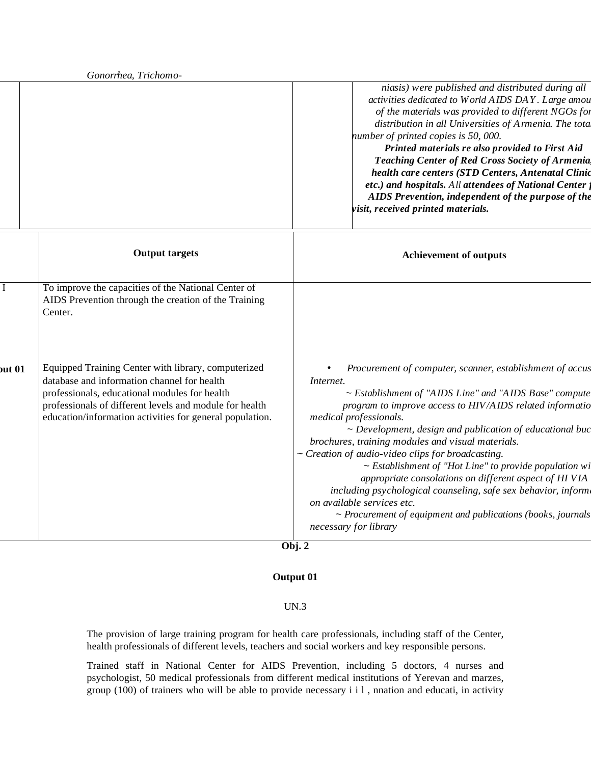Gonorrhea, Trichomo-

| | | | |
|---|---|---|---|
| | | | *niasis) were published and distributed during all activities dedicated to World AIDS DAY. Large amou of the materials was provided to different NGOs for distribution in all Universities of Armenia. The tota number of printed copies is 50, 000.* ***Printed materials re also provided to First Aid Teaching Center of Red Cross Society of Armenia, health care centers (STD Centers, Antenatal Clinic etc.) and hospitals.*** *All* ***attendees of National Center f AIDS Prevention, independent of the purpose of the visit, received printed materials.*** |

| | Output targets | Achievement of outputs |
|---|---|---|
| I | To improve the capacities of the National Center of AIDS Prevention through the creation of the Training Center. | |
| **put 01** | Equipped Training Center with library, computerized database and information channel for health professionals, educational modules for health professionals of different levels and module for health education/information activities for general population. | • *Procurement of computer, scanner, establishment of accus Internet.*<br>*~ Establishment of "AIDS Line" and "AIDS Base" compute program to improve access to HIV/AIDS related informatio medical professionals.*<br>*~ Development, design and publication of educational buc brochures, training modules and visual materials.*<br>*~ Creation of audio-video clips for broadcasting.*<br>*~ Establishment of "Hot Line" to provide population wi appropriate consolations on different aspect of HI VIA including psychological counseling, safe sex behavior, inform on available services etc.*<br>*~ Procurement of equipment and publications (books, journals necessary for library* |

**Obj. 2**

**Output 01**

UN.3

The provision of large training program for health care professionals, including staff of the Center, health professionals of different levels, teachers and social workers and key responsible persons.

Trained staff in National Center for AIDS Prevention, including 5 doctors, 4 nurses and psychologist, 50 medical professionals from different medical institutions of Yerevan and marzes, group (100) of trainers who will be able to provide necessary i i l , nnation and educati, in activity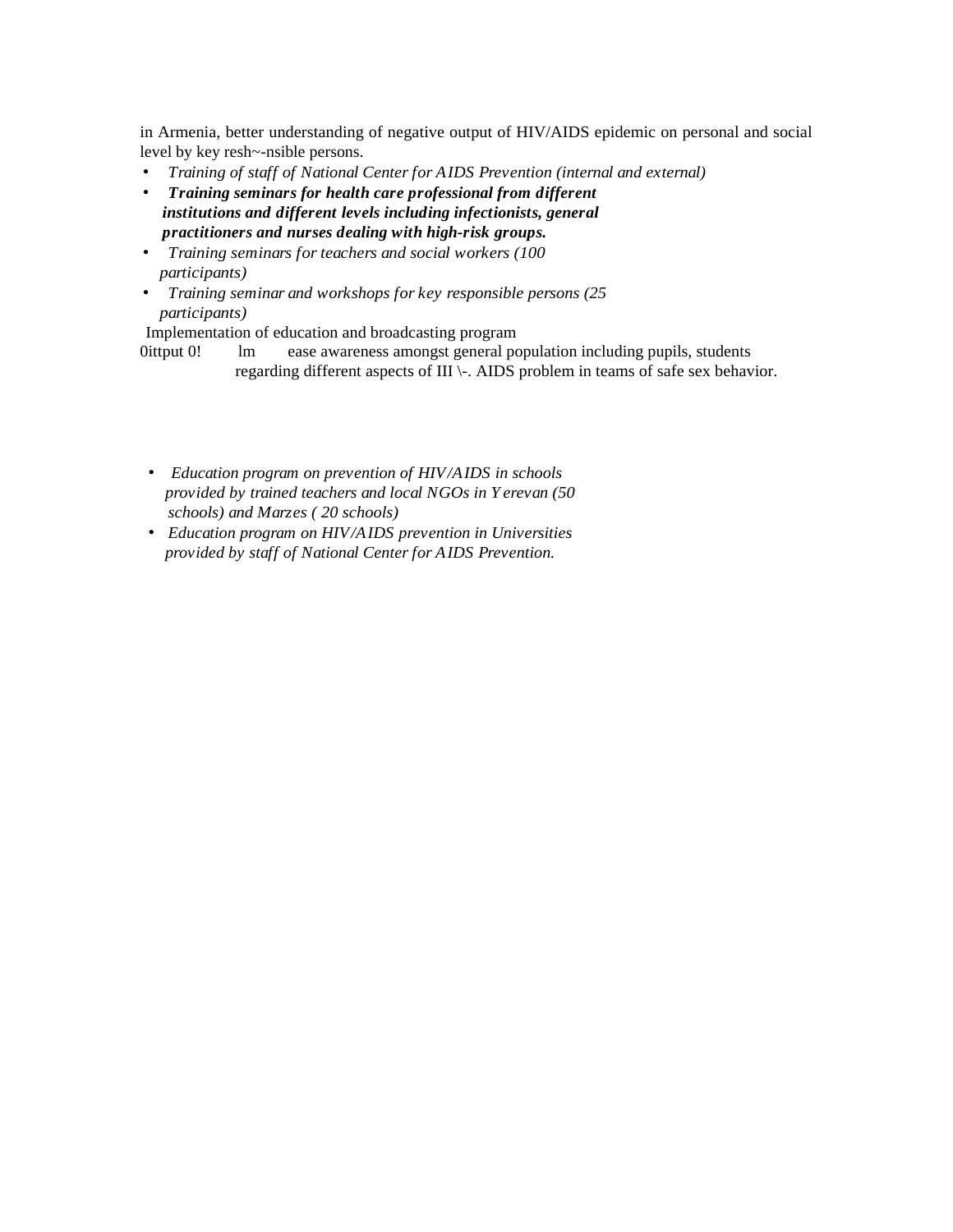in Armenia, better understanding of negative output of HIV/AIDS epidemic on personal and social level by key resh~-nsible persons.

- *Training of staff of National Center for AIDS Prevention (internal and external)*
- ***Training seminars for health care professional from different institutions and different levels including infectionists, general practitioners and nurses dealing with high-risk groups.***
- *Training seminars for teachers and social workers (100 participants)*
- *Training seminar and workshops for key responsible persons (25 participants)*

Implementation of education and broadcasting program

0ittput 0! lm ease awareness amongst general population including pupils, students regarding different aspects of III \-. AIDS problem in teams of safe sex behavior.

- *Education program on prevention of HIV/AIDS in schools provided by trained teachers and local NGOs in Yerevan (50 schools) and Marzes ( 20 schools)*
- *Education program on HIV/AIDS prevention in Universities provided by staff of National Center for AIDS Prevention.*